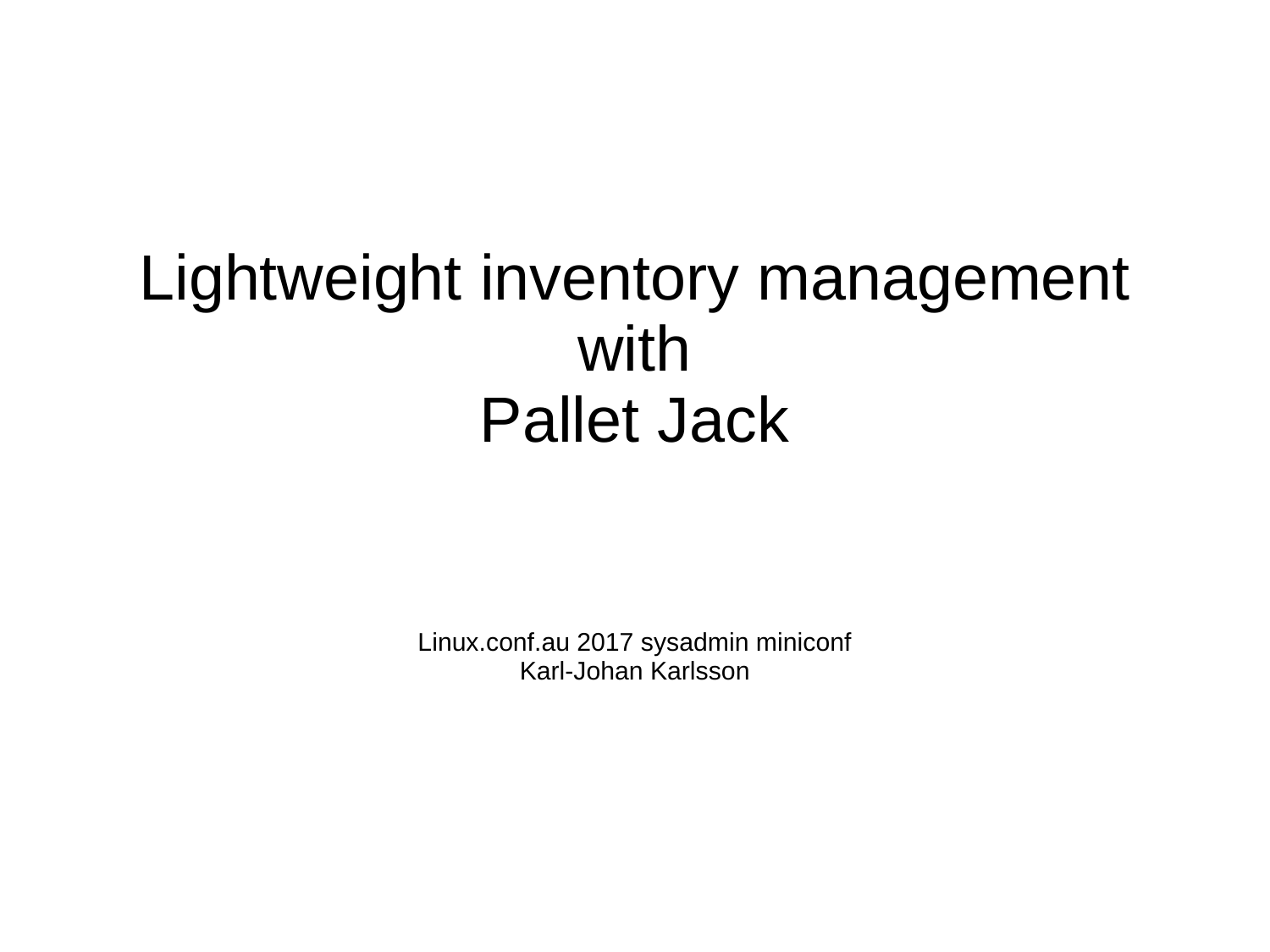# Lightweight inventory management with Pallet Jack

Linux.conf.au 2017 sysadmin miniconf
Karl-Johan Karlsson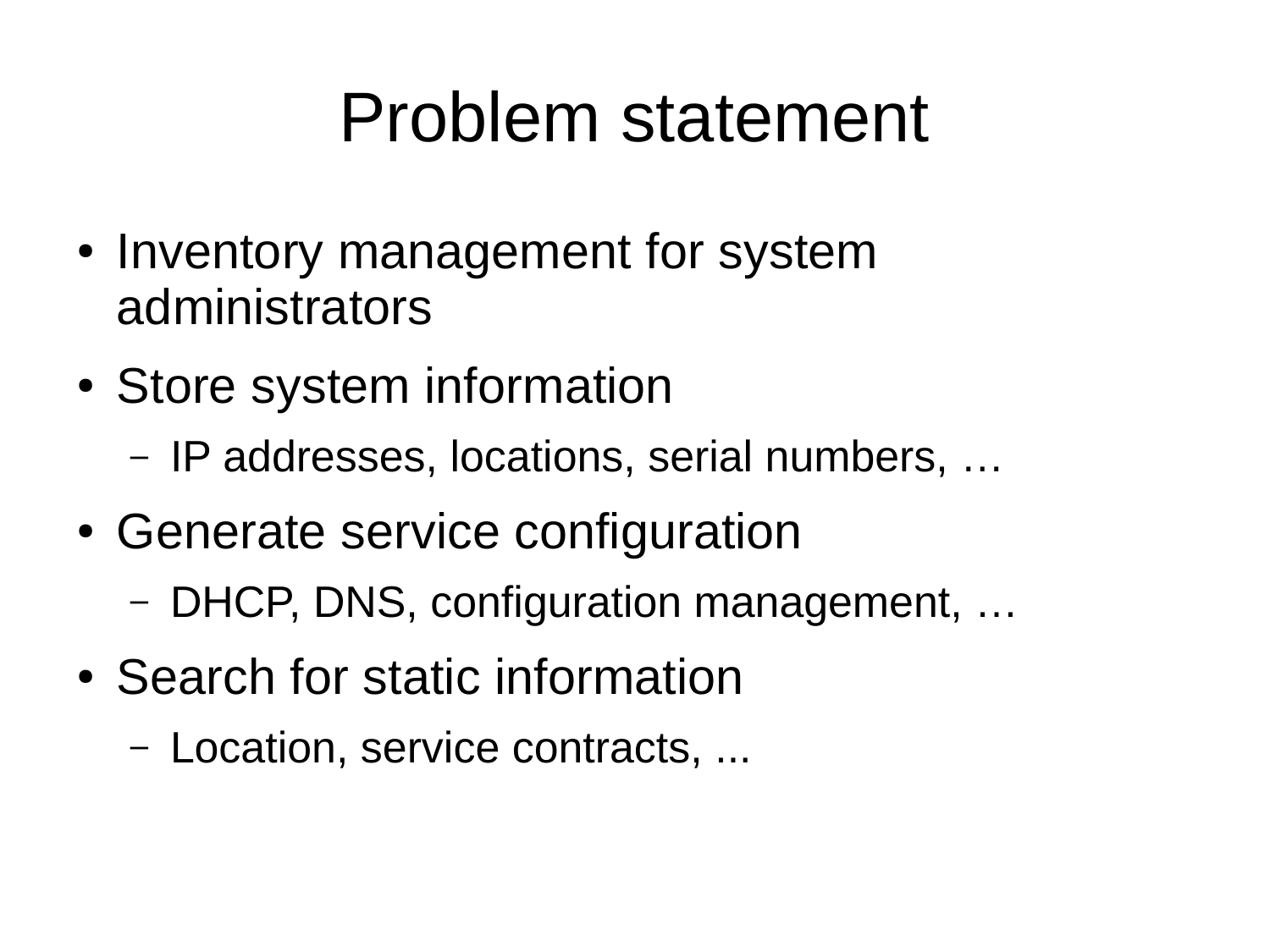# Problem statement

- Inventory management for system administrators
- Store system information
  - IP addresses, locations, serial numbers, …
- Generate service configuration
  - DHCP, DNS, configuration management, …
- Search for static information
  - Location, service contracts, ...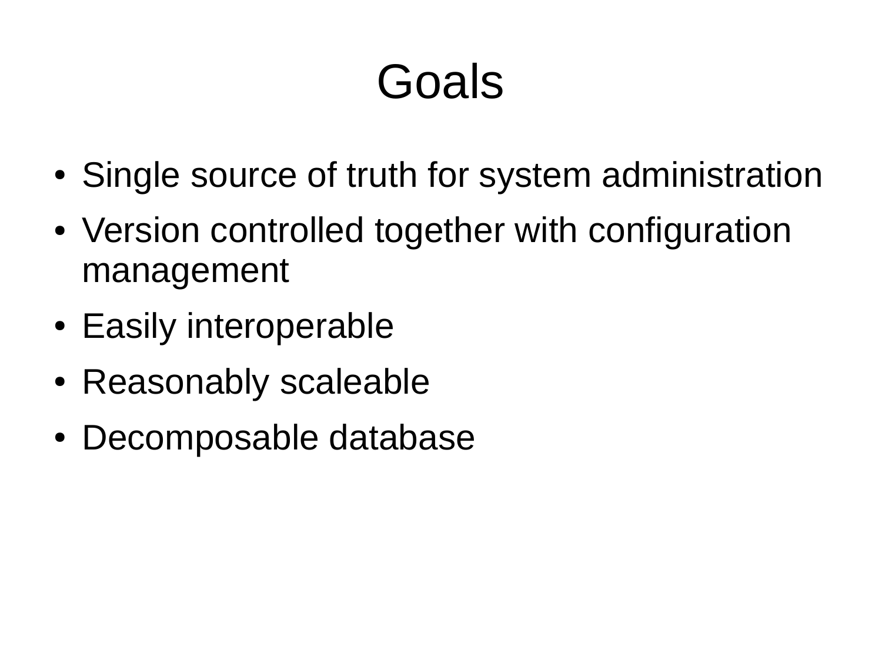# Goals

- Single source of truth for system administration
- Version controlled together with configuration management
- Easily interoperable
- Reasonably scaleable
- Decomposable database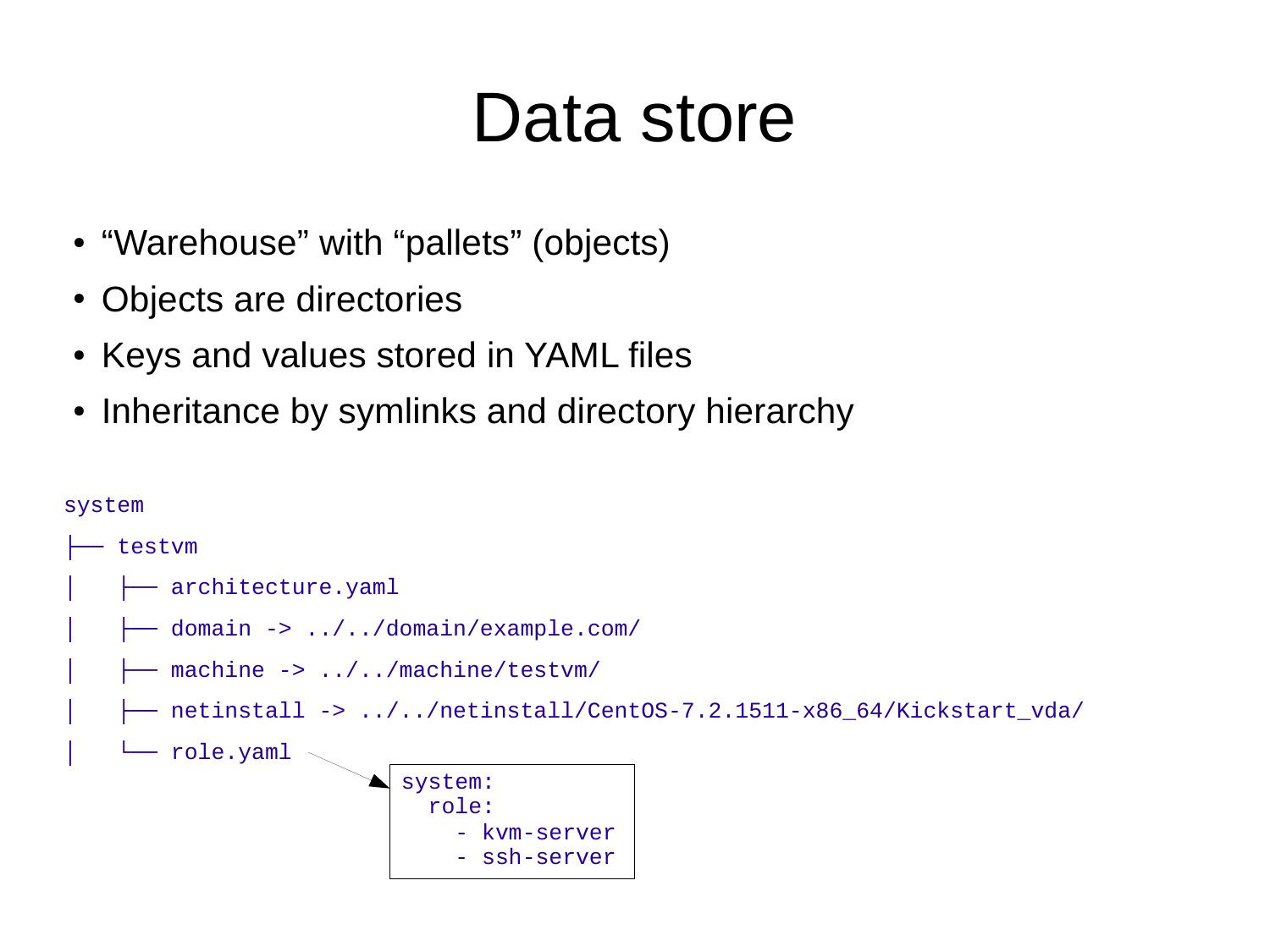# Data store

- “Warehouse” with “pallets” (objects)
- Objects are directories
- Keys and values stored in YAML files
- Inheritance by symlinks and directory hierarchy

```
system
├── testvm
│   ├── architecture.yaml
│   ├── domain -> ../../domain/example.com/
│   ├── machine -> ../../machine/testvm/
│   ├── netinstall -> ../../netinstall/CentOS-7.2.1511-x86_64/Kickstart_vda/
│   └── role.yaml
```

```
system:
  role:
    - kvm-server
    - ssh-server
```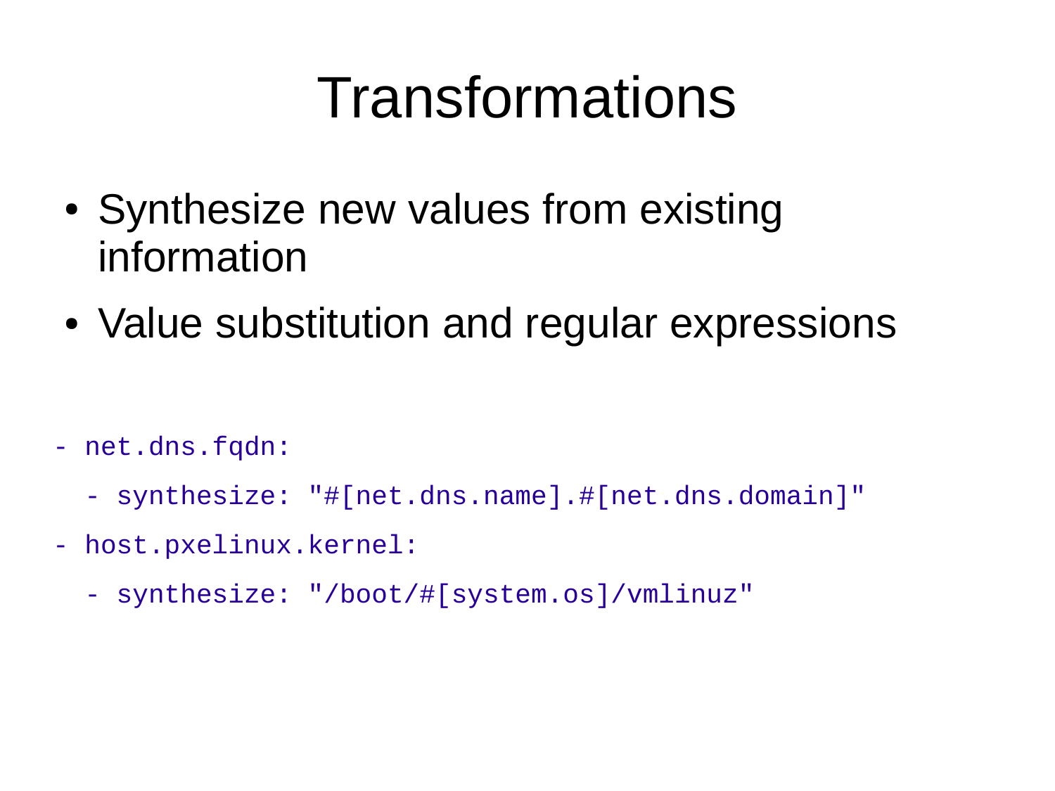# Transformations

- Synthesize new values from existing information
- Value substitution and regular expressions

```
- net.dns.fqdn:
  - synthesize: "#[net.dns.name].#[net.dns.domain]"
- host.pxelinux.kernel:
  - synthesize: "/boot/#[system.os]/vmlinuz"
```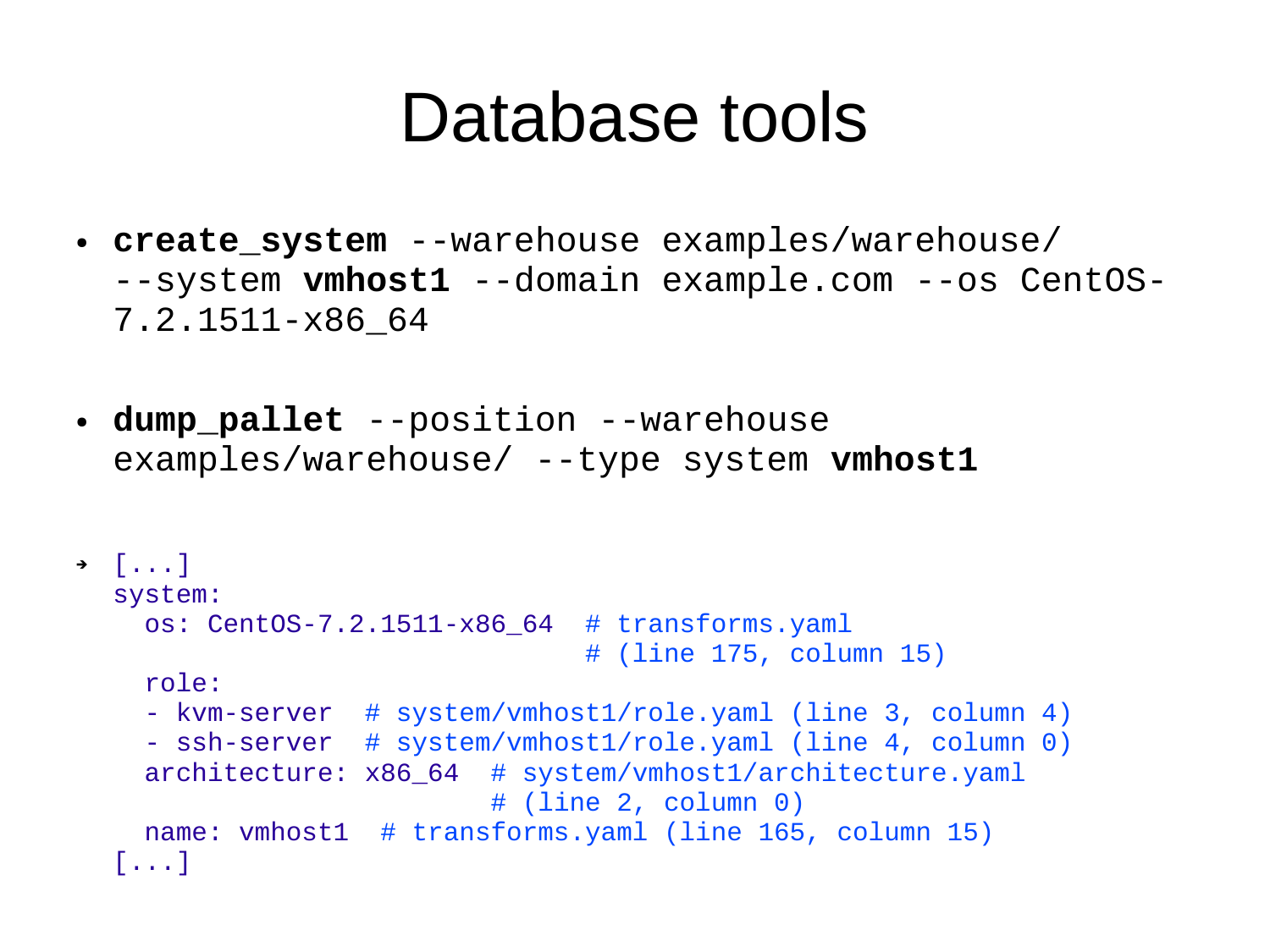# Database tools

- **create_system** --warehouse examples/warehouse/ --system **vmhost1** --domain example.com --os CentOS-7.2.1511-x86_64

- **dump_pallet** --position --warehouse examples/warehouse/ --type system **vmhost1**

```
[...]
system:
  os: CentOS-7.2.1511-x86_64  # transforms.yaml
                              # (line 175, column 15)
  role:
  - kvm-server  # system/vmhost1/role.yaml (line 3, column 4)
  - ssh-server  # system/vmhost1/role.yaml (line 4, column 0)
  architecture: x86_64  # system/vmhost1/architecture.yaml
                        # (line 2, column 0)
  name: vmhost1  # transforms.yaml (line 165, column 15)
[...]
```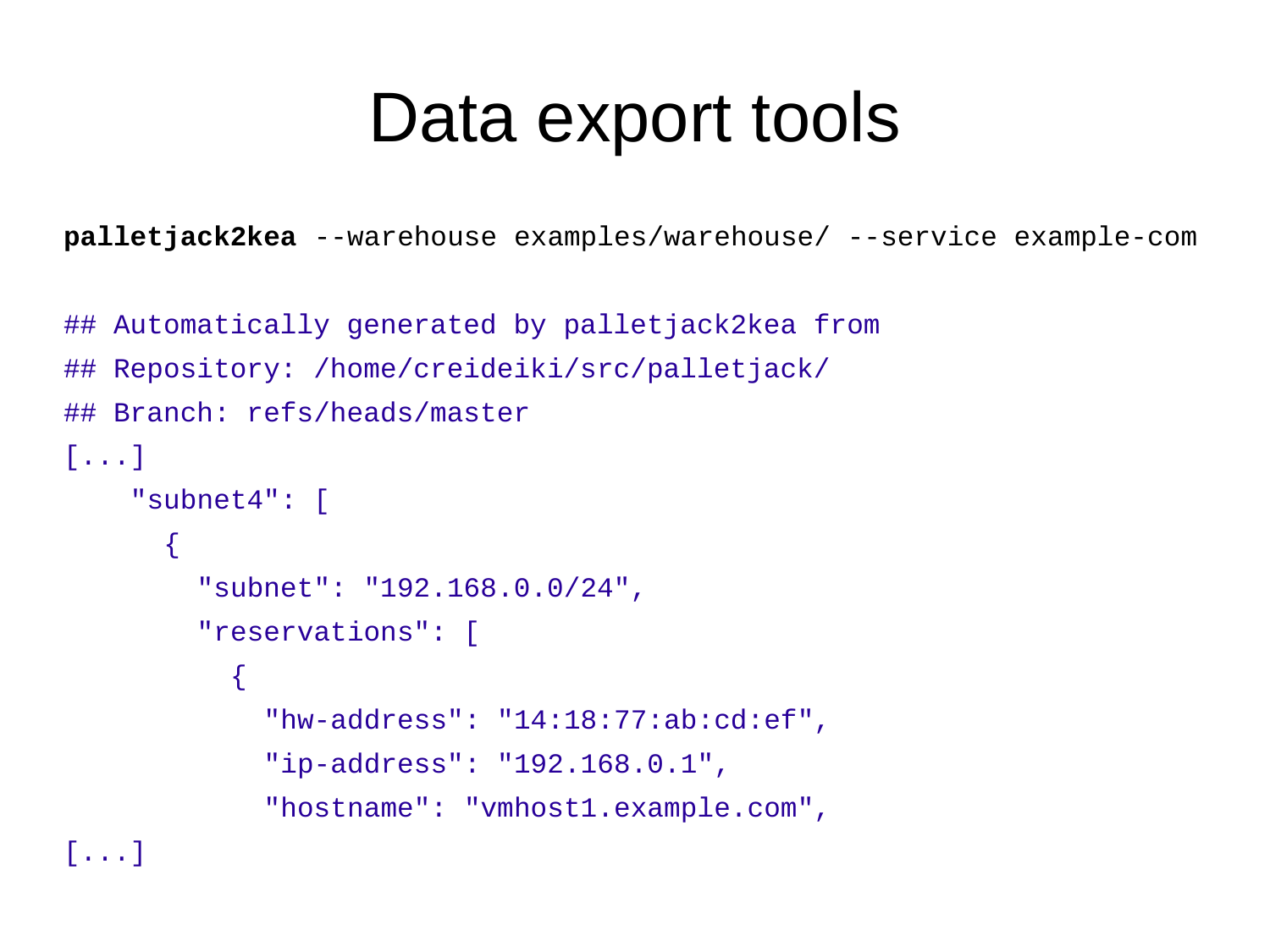# Data export tools

```
palletjack2kea --warehouse examples/warehouse/ --service example-com
```

```
## Automatically generated by palletjack2kea from
## Repository: /home/creideiki/src/palletjack/
## Branch: refs/heads/master
[...]
    "subnet4": [
      {
        "subnet": "192.168.0.0/24",
        "reservations": [
          {
            "hw-address": "14:18:77:ab:cd:ef",
            "ip-address": "192.168.0.1",
            "hostname": "vmhost1.example.com",
[...]
```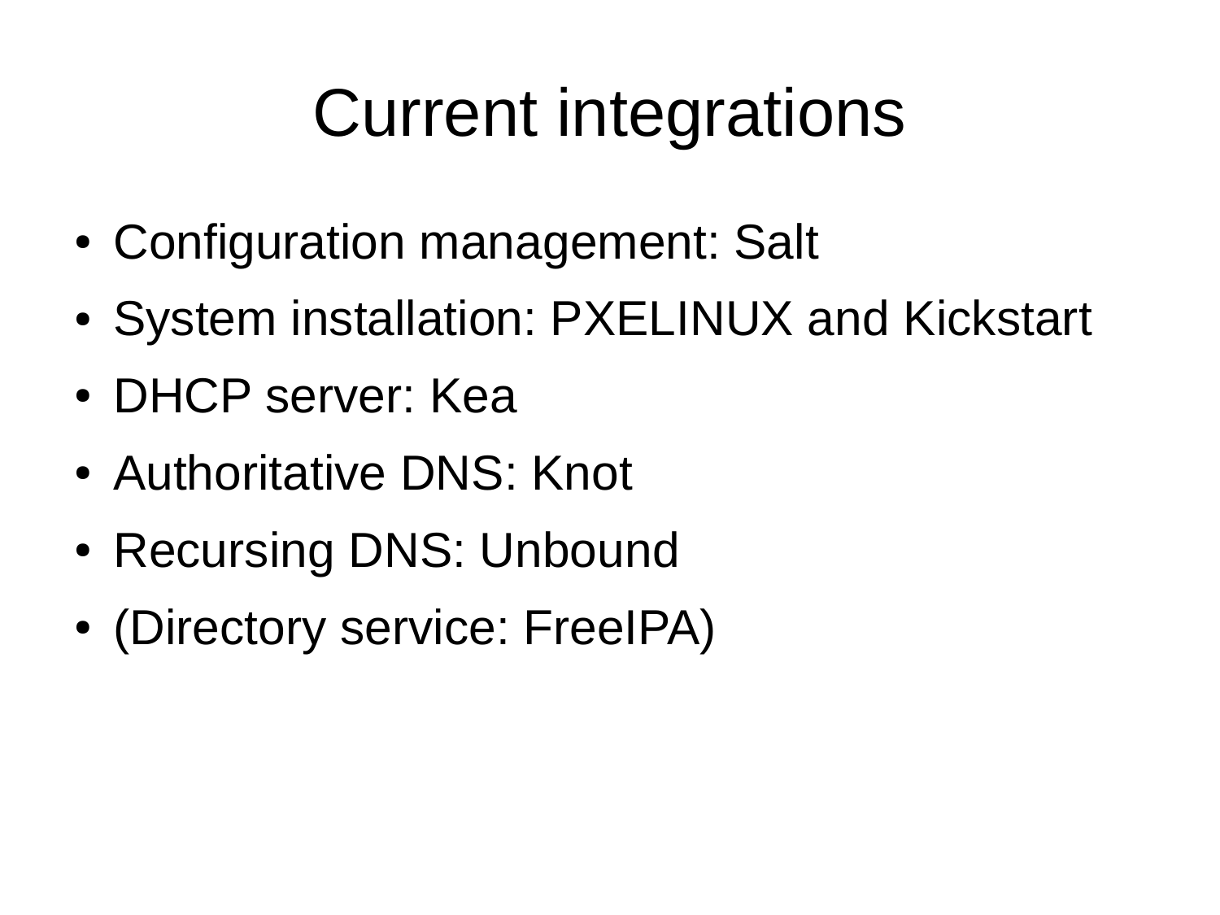# Current integrations

- Configuration management: Salt
- System installation: PXELINUX and Kickstart
- DHCP server: Kea
- Authoritative DNS: Knot
- Recursing DNS: Unbound
- (Directory service: FreeIPA)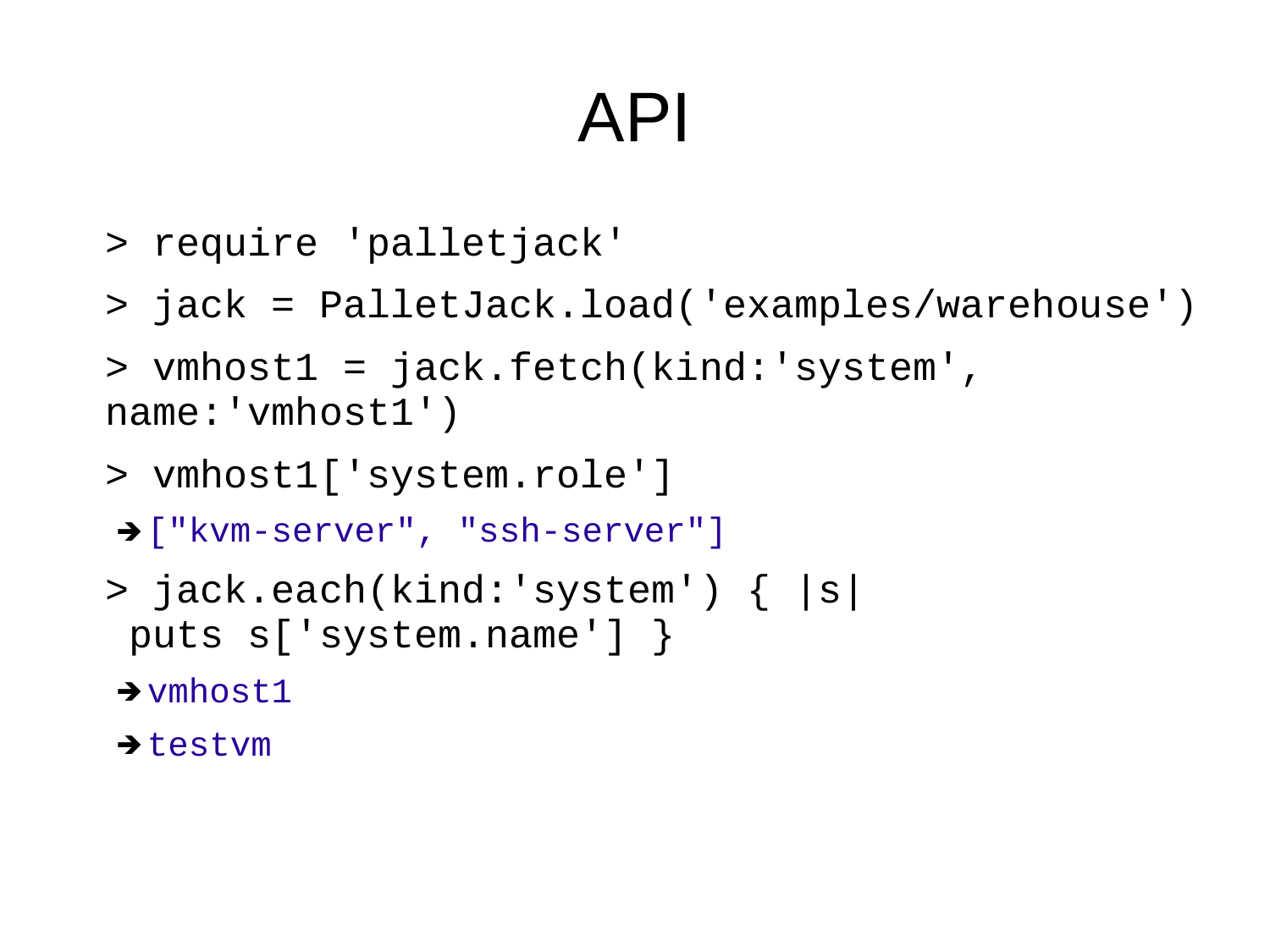# API

```
> require 'palletjack'

> jack = PalletJack.load('examples/warehouse')

> vmhost1 = jack.fetch(kind:'system',
name:'vmhost1')

> vmhost1['system.role']
➔ ["kvm-server", "ssh-server"]

> jack.each(kind:'system') { |s|
 puts s['system.name'] }
➔ vmhost1
➔ testvm
```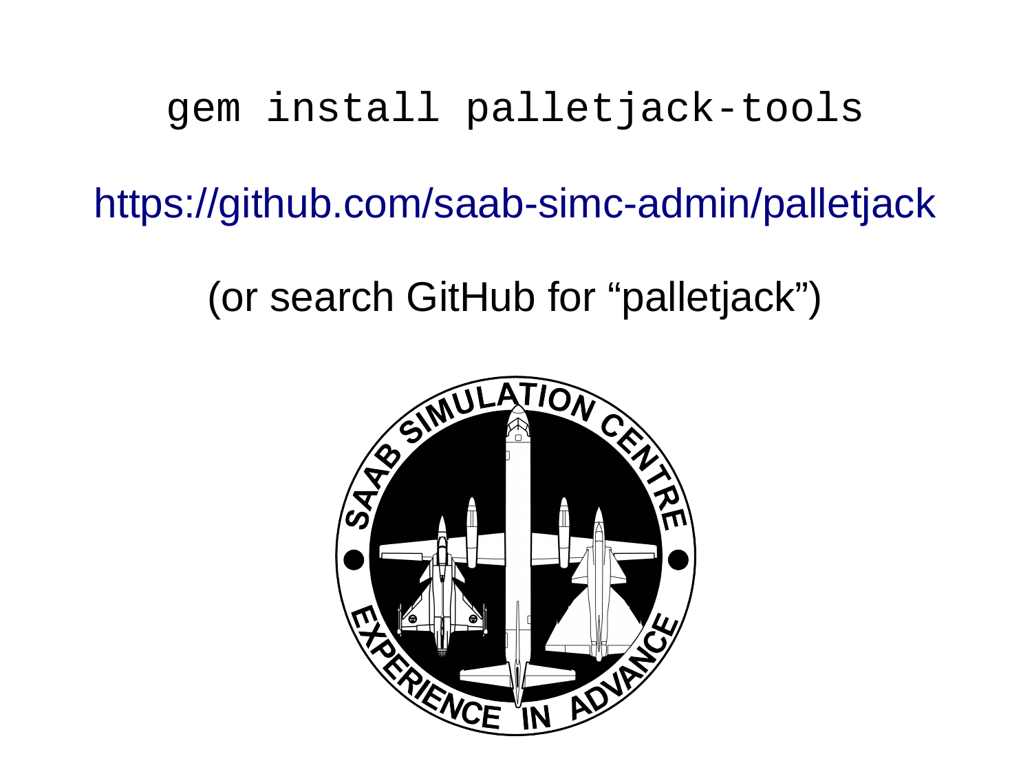```
gem install palletjack-tools
```

https://github.com/saab-simc-admin/palletjack

(or search GitHub for “palletjack”)